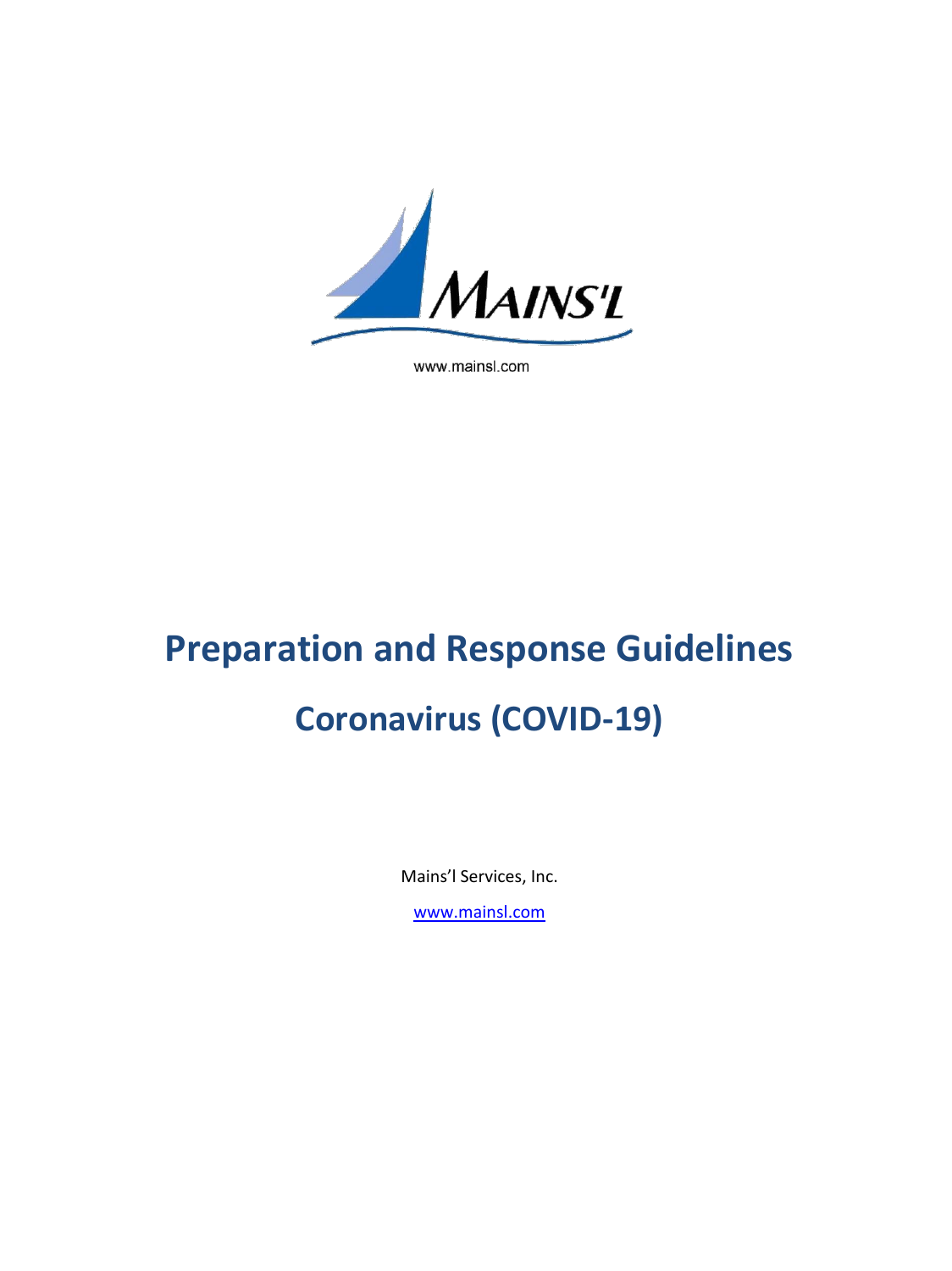MAINS'L

www.mainsl.com

# Preparation and Response Guidelines

## Coronavirus (COVID-19)

Mains'l Services, Inc.

www.mainsl.com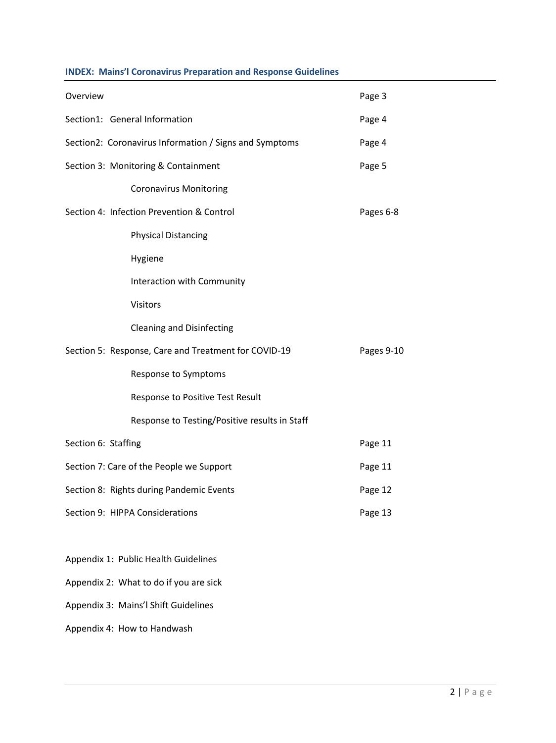## INDEX: Mains'l Coronavirus Preparation and Response Guidelines

| | |
|---|---|
| Overview | Page 3 |
| Section1: General Information | Page 4 |
| Section2: Coronavirus Information / Signs and Symptoms | Page 4 |
| Section 3: Monitoring & Containment | Page 5 |
| Coronavirus Monitoring | |
| Section 4: Infection Prevention & Control | Pages 6-8 |
| Physical Distancing | |
| Hygiene | |
| Interaction with Community | |
| Visitors | |
| Cleaning and Disinfecting | |
| Section 5: Response, Care and Treatment for COVID-19 | Pages 9-10 |
| Response to Symptoms | |
| Response to Positive Test Result | |
| Response to Testing/Positive results in Staff | |
| Section 6: Staffing | Page 11 |
| Section 7: Care of the People we Support | Page 11 |
| Section 8: Rights during Pandemic Events | Page 12 |
| Section 9: HIPPA Considerations | Page 13 |

Appendix 1: Public Health Guidelines

Appendix 2: What to do if you are sick

Appendix 3: Mains'l Shift Guidelines

Appendix 4: How to Handwash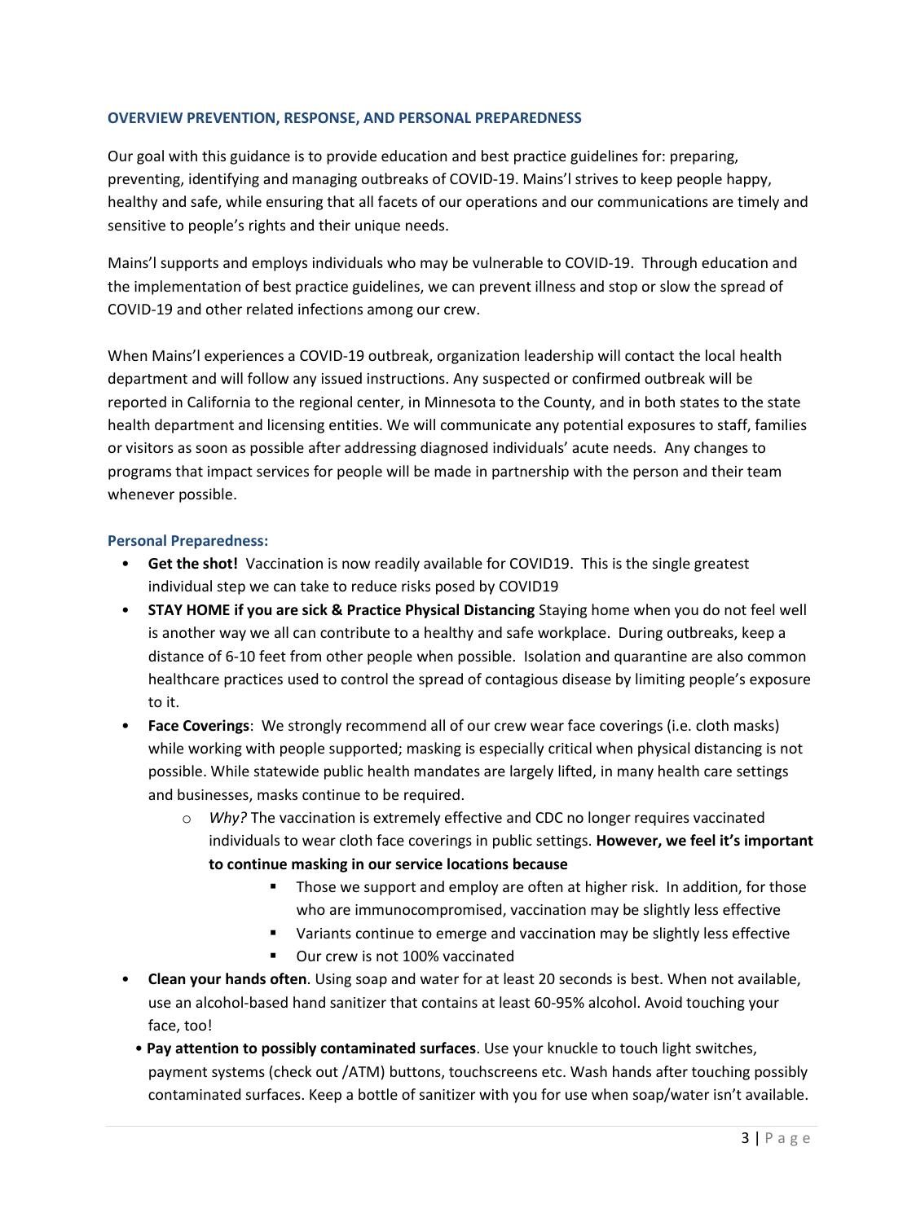## OVERVIEW PREVENTION, RESPONSE, AND PERSONAL PREPAREDNESS

Our goal with this guidance is to provide education and best practice guidelines for: preparing, preventing, identifying and managing outbreaks of COVID-19. Mains'l strives to keep people happy, healthy and safe, while ensuring that all facets of our operations and our communications are timely and sensitive to people's rights and their unique needs.

Mains'l supports and employs individuals who may be vulnerable to COVID-19. Through education and the implementation of best practice guidelines, we can prevent illness and stop or slow the spread of COVID-19 and other related infections among our crew.

When Mains'l experiences a COVID-19 outbreak, organization leadership will contact the local health department and will follow any issued instructions. Any suspected or confirmed outbreak will be reported in California to the regional center, in Minnesota to the County, and in both states to the state health department and licensing entities. We will communicate any potential exposures to staff, families or visitors as soon as possible after addressing diagnosed individuals' acute needs. Any changes to programs that impact services for people will be made in partnership with the person and their team whenever possible.

### Personal Preparedness:

- **Get the shot!** Vaccination is now readily available for COVID19. This is the single greatest individual step we can take to reduce risks posed by COVID19
- **STAY HOME if you are sick & Practice Physical Distancing** Staying home when you do not feel well is another way we all can contribute to a healthy and safe workplace. During outbreaks, keep a distance of 6-10 feet from other people when possible. Isolation and quarantine are also common healthcare practices used to control the spread of contagious disease by limiting people's exposure to it.
- **Face Coverings**: We strongly recommend all of our crew wear face coverings (i.e. cloth masks) while working with people supported; masking is especially critical when physical distancing is not possible. While statewide public health mandates are largely lifted, in many health care settings and businesses, masks continue to be required.
  - *Why?* The vaccination is extremely effective and CDC no longer requires vaccinated individuals to wear cloth face coverings in public settings. **However, we feel it's important to continue masking in our service locations because**
    - Those we support and employ are often at higher risk. In addition, for those who are immunocompromised, vaccination may be slightly less effective
    - Variants continue to emerge and vaccination may be slightly less effective
    - Our crew is not 100% vaccinated
- **Clean your hands often**. Using soap and water for at least 20 seconds is best. When not available, use an alcohol-based hand sanitizer that contains at least 60-95% alcohol. Avoid touching your face, too!
- **Pay attention to possibly contaminated surfaces**. Use your knuckle to touch light switches, payment systems (check out /ATM) buttons, touchscreens etc. Wash hands after touching possibly contaminated surfaces. Keep a bottle of sanitizer with you for use when soap/water isn't available.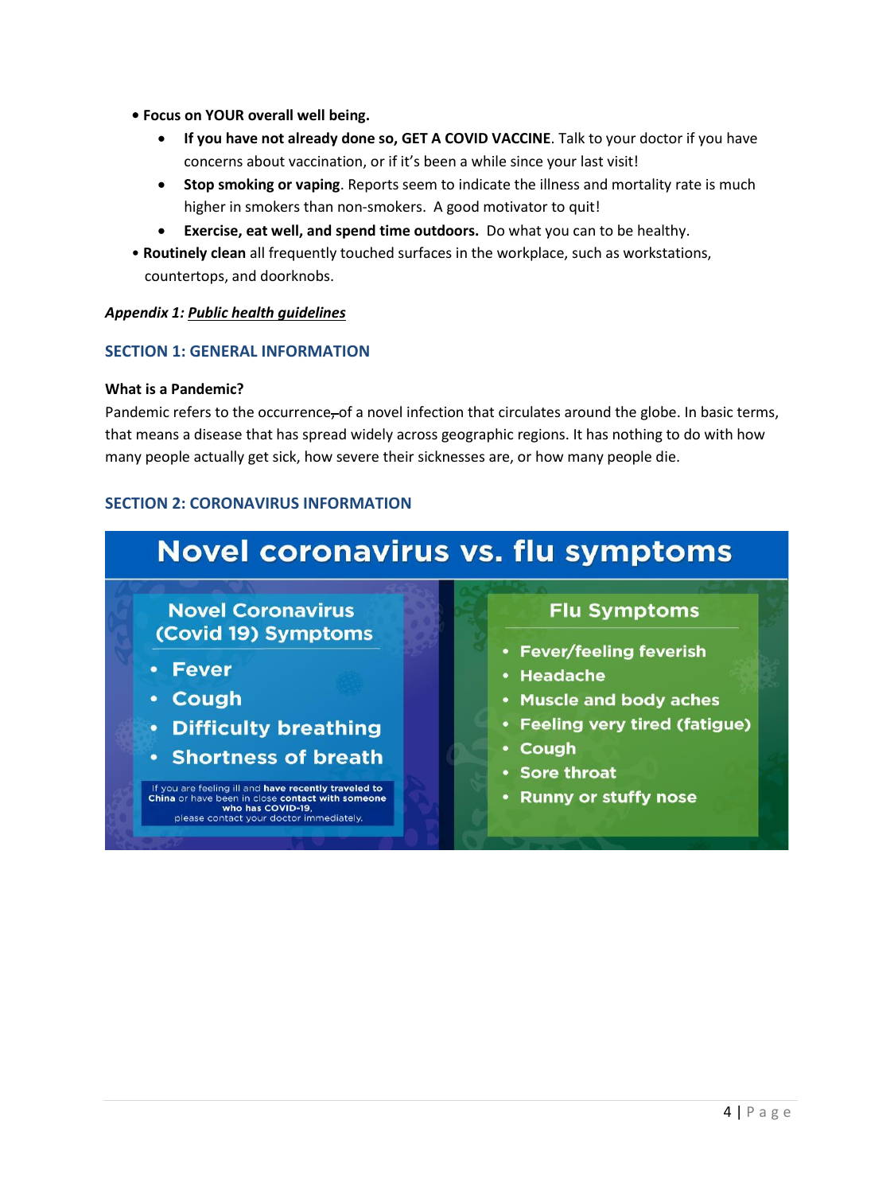- **Focus on YOUR overall well being.**
  - **If you have not already done so, GET A COVID VACCINE**. Talk to your doctor if you have concerns about vaccination, or if it's been a while since your last visit!
  - **Stop smoking or vaping**. Reports seem to indicate the illness and mortality rate is much higher in smokers than non-smokers. A good motivator to quit!
  - **Exercise, eat well, and spend time outdoors.** Do what you can to be healthy.
- **Routinely clean** all frequently touched surfaces in the workplace, such as workstations, countertops, and doorknobs.

***Appendix 1: <u>Public health guidelines</u>***

## SECTION 1: GENERAL INFORMATION

**What is a Pandemic?**

Pandemic refers to the occurrence of a novel infection that circulates around the globe. In basic terms, that means a disease that has spread widely across geographic regions. It has nothing to do with how many people actually get sick, how severe their sicknesses are, or how many people die.

## SECTION 2: CORONAVIRUS INFORMATION

### Novel coronavirus vs. flu symptoms

**Novel Coronavirus (Covid 19) Symptoms**

- Fever
- Cough
- Difficulty breathing
- Shortness of breath

If you are feeling ill and **have recently traveled to China** or have been in close **contact with someone who has COVID-19**, please contact your doctor immediately.

**Flu Symptoms**

- Fever/feeling feverish
- Headache
- Muscle and body aches
- Feeling very tired (fatigue)
- Cough
- Sore throat
- Runny or stuffy nose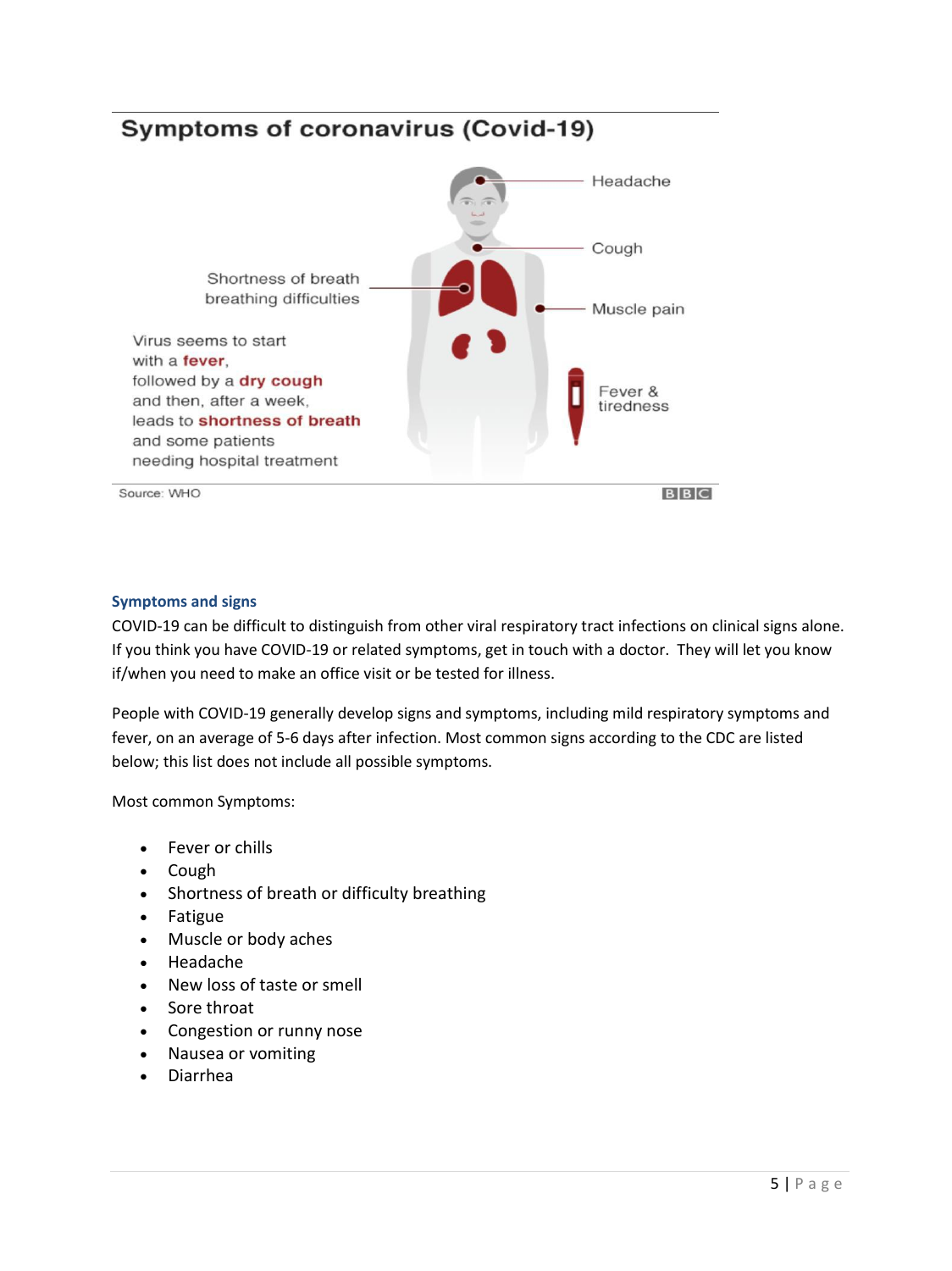## Symptoms of coronavirus (Covid-19)

Headache

Cough

Shortness of breath breathing difficulties

Muscle pain

Virus seems to start with a **fever**, followed by a **dry cough** and then, after a week, leads to **shortness of breath** and some patients needing hospital treatment

Fever & tiredness

Source: WHO

BBC

### Symptoms and signs

COVID-19 can be difficult to distinguish from other viral respiratory tract infections on clinical signs alone. If you think you have COVID-19 or related symptoms, get in touch with a doctor. They will let you know if/when you need to make an office visit or be tested for illness.

People with COVID-19 generally develop signs and symptoms, including mild respiratory symptoms and fever, on an average of 5-6 days after infection. Most common signs according to the CDC are listed below; this list does not include all possible symptoms.

Most common Symptoms:

- Fever or chills
- Cough
- Shortness of breath or difficulty breathing
- Fatigue
- Muscle or body aches
- Headache
- New loss of taste or smell
- Sore throat
- Congestion or runny nose
- Nausea or vomiting
- Diarrhea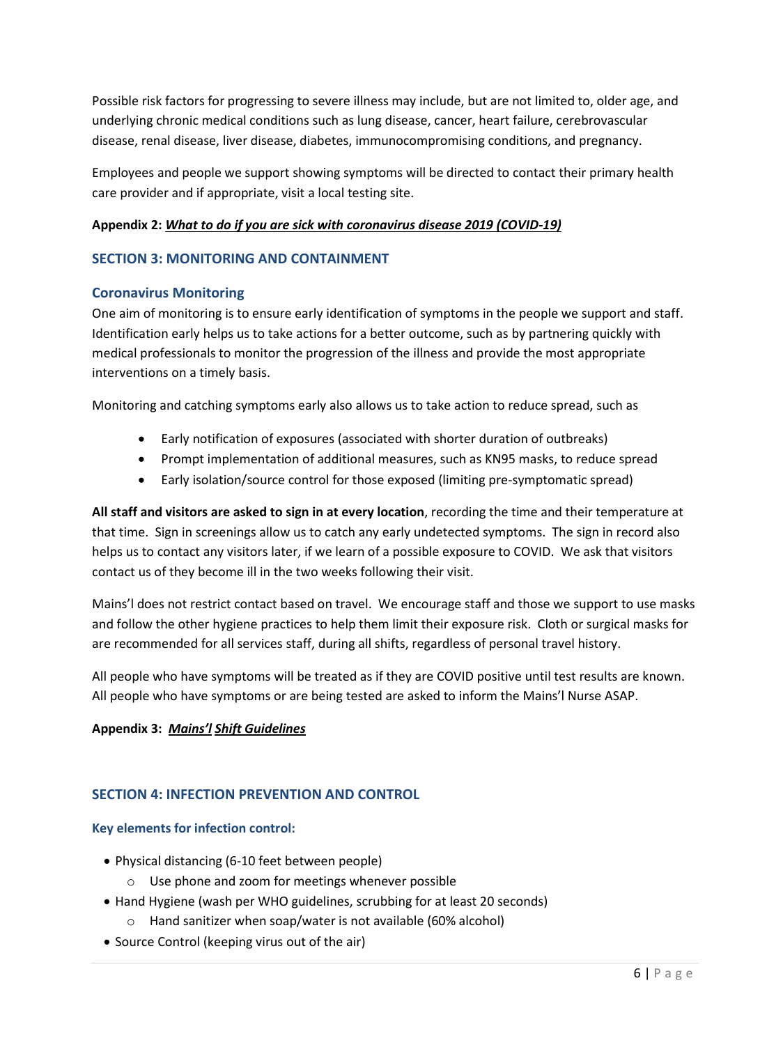Possible risk factors for progressing to severe illness may include, but are not limited to, older age, and underlying chronic medical conditions such as lung disease, cancer, heart failure, cerebrovascular disease, renal disease, liver disease, diabetes, immunocompromising conditions, and pregnancy.

Employees and people we support showing symptoms will be directed to contact their primary health care provider and if appropriate, visit a local testing site.

**Appendix 2: *What to do if you are sick with coronavirus disease 2019 (COVID-19)***

## SECTION 3: MONITORING AND CONTAINMENT

### Coronavirus Monitoring

One aim of monitoring is to ensure early identification of symptoms in the people we support and staff. Identification early helps us to take actions for a better outcome, such as by partnering quickly with medical professionals to monitor the progression of the illness and provide the most appropriate interventions on a timely basis.

Monitoring and catching symptoms early also allows us to take action to reduce spread, such as

- Early notification of exposures (associated with shorter duration of outbreaks)
- Prompt implementation of additional measures, such as KN95 masks, to reduce spread
- Early isolation/source control for those exposed (limiting pre-symptomatic spread)

**All staff and visitors are asked to sign in at every location**, recording the time and their temperature at that time. Sign in screenings allow us to catch any early undetected symptoms. The sign in record also helps us to contact any visitors later, if we learn of a possible exposure to COVID. We ask that visitors contact us of they become ill in the two weeks following their visit.

Mains'l does not restrict contact based on travel. We encourage staff and those we support to use masks and follow the other hygiene practices to help them limit their exposure risk. Cloth or surgical masks for are recommended for all services staff, during all shifts, regardless of personal travel history.

All people who have symptoms will be treated as if they are COVID positive until test results are known. All people who have symptoms or are being tested are asked to inform the Mains'l Nurse ASAP.

**Appendix 3: *Mains'l Shift Guidelines***

## SECTION 4: INFECTION PREVENTION AND CONTROL

### Key elements for infection control:

- Physical distancing (6-10 feet between people)
  - Use phone and zoom for meetings whenever possible
- Hand Hygiene (wash per WHO guidelines, scrubbing for at least 20 seconds)
  - Hand sanitizer when soap/water is not available (60% alcohol)
- Source Control (keeping virus out of the air)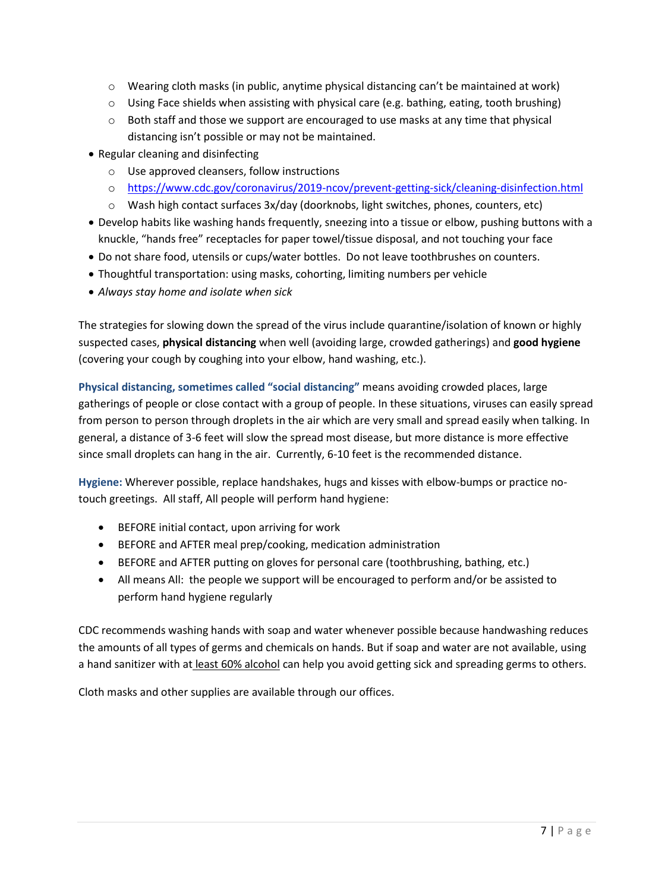- Wearing cloth masks (in public, anytime physical distancing can't be maintained at work)
  - Using Face shields when assisting with physical care (e.g. bathing, eating, tooth brushing)
  - Both staff and those we support are encouraged to use masks at any time that physical distancing isn't possible or may not be maintained.
- Regular cleaning and disinfecting
  - Use approved cleansers, follow instructions
  - https://www.cdc.gov/coronavirus/2019-ncov/prevent-getting-sick/cleaning-disinfection.html
  - Wash high contact surfaces 3x/day (doorknobs, light switches, phones, counters, etc)
- Develop habits like washing hands frequently, sneezing into a tissue or elbow, pushing buttons with a knuckle, "hands free" receptacles for paper towel/tissue disposal, and not touching your face
- Do not share food, utensils or cups/water bottles. Do not leave toothbrushes on counters.
- Thoughtful transportation: using masks, cohorting, limiting numbers per vehicle
- *Always stay home and isolate when sick*

The strategies for slowing down the spread of the virus include quarantine/isolation of known or highly suspected cases, **physical distancing** when well (avoiding large, crowded gatherings) and **good hygiene** (covering your cough by coughing into your elbow, hand washing, etc.).

**Physical distancing, sometimes called "social distancing"** means avoiding crowded places, large gatherings of people or close contact with a group of people. In these situations, viruses can easily spread from person to person through droplets in the air which are very small and spread easily when talking. In general, a distance of 3-6 feet will slow the spread most disease, but more distance is more effective since small droplets can hang in the air. Currently, 6-10 feet is the recommended distance.

**Hygiene:** Wherever possible, replace handshakes, hugs and kisses with elbow-bumps or practice no-touch greetings. All staff, All people will perform hand hygiene:

- BEFORE initial contact, upon arriving for work
- BEFORE and AFTER meal prep/cooking, medication administration
- BEFORE and AFTER putting on gloves for personal care (toothbrushing, bathing, etc.)
- All means All: the people we support will be encouraged to perform and/or be assisted to perform hand hygiene regularly

CDC recommends washing hands with soap and water whenever possible because handwashing reduces the amounts of all types of germs and chemicals on hands. But if soap and water are not available, using a hand sanitizer with at least 60% alcohol can help you avoid getting sick and spreading germs to others.

Cloth masks and other supplies are available through our offices.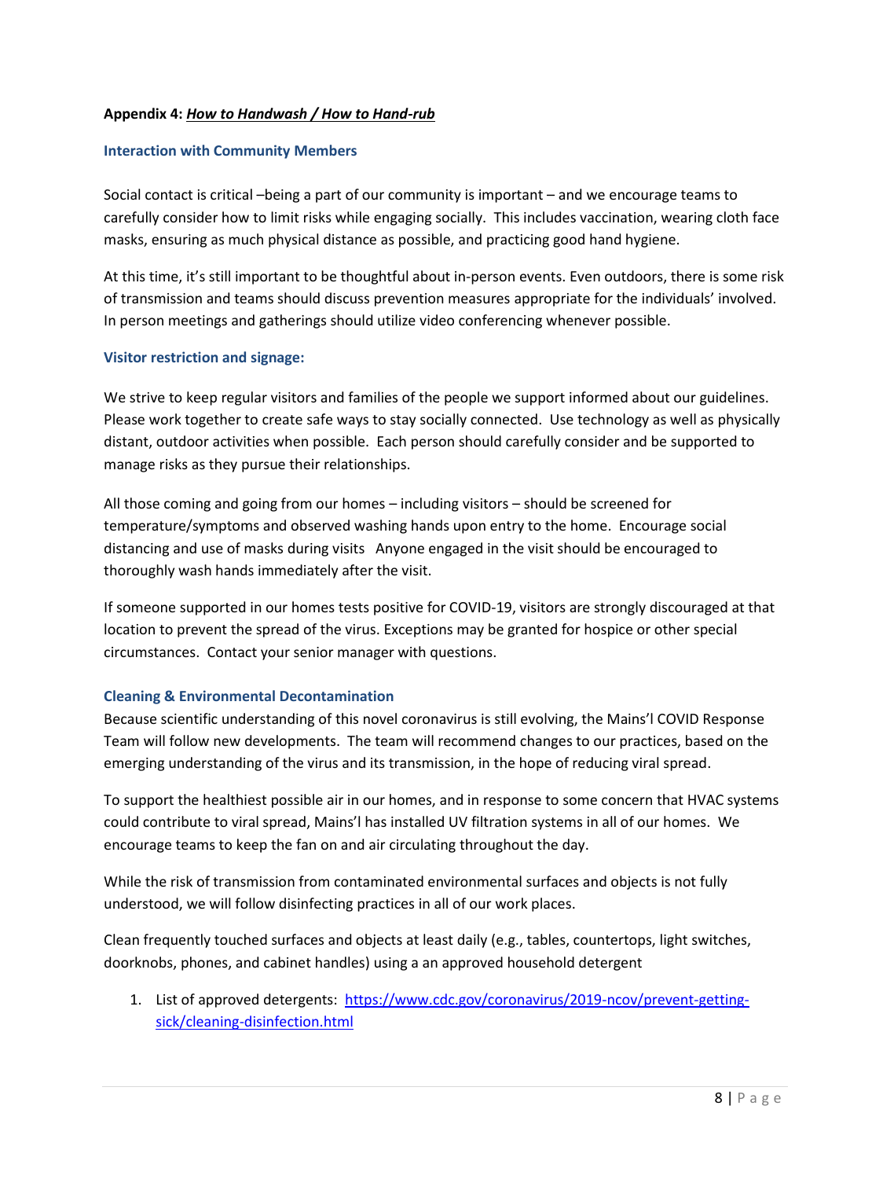**Appendix 4: *<u>How to Handwash / How to Hand-rub</u>***

### Interaction with Community Members

Social contact is critical –being a part of our community is important – and we encourage teams to carefully consider how to limit risks while engaging socially. This includes vaccination, wearing cloth face masks, ensuring as much physical distance as possible, and practicing good hand hygiene.

At this time, it's still important to be thoughtful about in-person events. Even outdoors, there is some risk of transmission and teams should discuss prevention measures appropriate for the individuals' involved. In person meetings and gatherings should utilize video conferencing whenever possible.

### Visitor restriction and signage:

We strive to keep regular visitors and families of the people we support informed about our guidelines. Please work together to create safe ways to stay socially connected. Use technology as well as physically distant, outdoor activities when possible. Each person should carefully consider and be supported to manage risks as they pursue their relationships.

All those coming and going from our homes – including visitors – should be screened for temperature/symptoms and observed washing hands upon entry to the home. Encourage social distancing and use of masks during visits  Anyone engaged in the visit should be encouraged to thoroughly wash hands immediately after the visit.

If someone supported in our homes tests positive for COVID-19, visitors are strongly discouraged at that location to prevent the spread of the virus. Exceptions may be granted for hospice or other special circumstances. Contact your senior manager with questions.

### Cleaning & Environmental Decontamination

Because scientific understanding of this novel coronavirus is still evolving, the Mains'l COVID Response Team will follow new developments. The team will recommend changes to our practices, based on the emerging understanding of the virus and its transmission, in the hope of reducing viral spread.

To support the healthiest possible air in our homes, and in response to some concern that HVAC systems could contribute to viral spread, Mains'l has installed UV filtration systems in all of our homes. We encourage teams to keep the fan on and air circulating throughout the day.

While the risk of transmission from contaminated environmental surfaces and objects is not fully understood, we will follow disinfecting practices in all of our work places.

Clean frequently touched surfaces and objects at least daily (e.g., tables, countertops, light switches, doorknobs, phones, and cabinet handles) using a an approved household detergent

1. List of approved detergents: [https://www.cdc.gov/coronavirus/2019-ncov/prevent-getting-sick/cleaning-disinfection.html](https://www.cdc.gov/coronavirus/2019-ncov/prevent-getting-sick/cleaning-disinfection.html)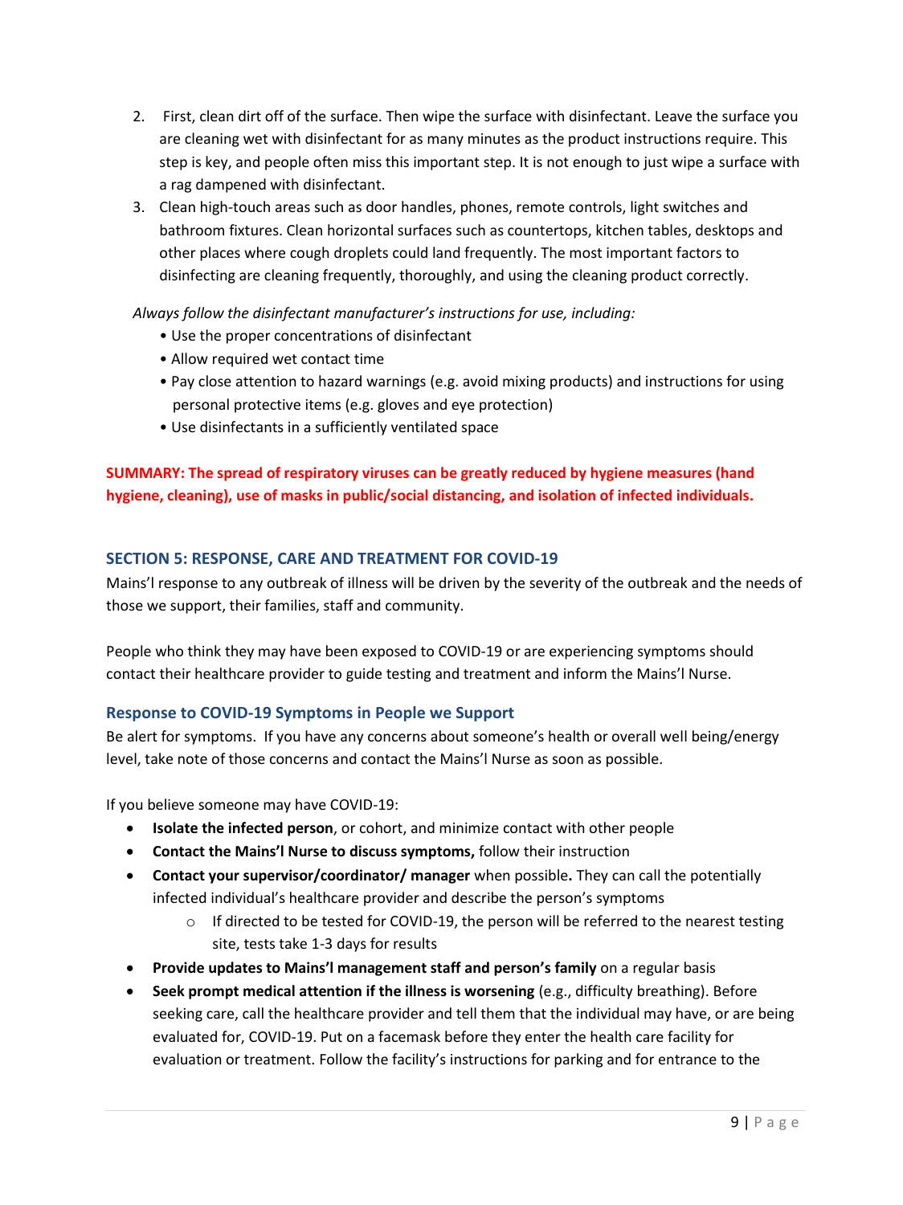2. First, clean dirt off of the surface. Then wipe the surface with disinfectant. Leave the surface you are cleaning wet with disinfectant for as many minutes as the product instructions require. This step is key, and people often miss this important step. It is not enough to just wipe a surface with a rag dampened with disinfectant.
3. Clean high-touch areas such as door handles, phones, remote controls, light switches and bathroom fixtures. Clean horizontal surfaces such as countertops, kitchen tables, desktops and other places where cough droplets could land frequently. The most important factors to disinfecting are cleaning frequently, thoroughly, and using the cleaning product correctly.

*Always follow the disinfectant manufacturer's instructions for use, including:*

- Use the proper concentrations of disinfectant
- Allow required wet contact time
- Pay close attention to hazard warnings (e.g. avoid mixing products) and instructions for using personal protective items (e.g. gloves and eye protection)
- Use disinfectants in a sufficiently ventilated space

**SUMMARY: The spread of respiratory viruses can be greatly reduced by hygiene measures (hand hygiene, cleaning), use of masks in public/social distancing, and isolation of infected individuals.**

## SECTION 5: RESPONSE, CARE AND TREATMENT FOR COVID-19

Mains'l response to any outbreak of illness will be driven by the severity of the outbreak and the needs of those we support, their families, staff and community.

People who think they may have been exposed to COVID-19 or are experiencing symptoms should contact their healthcare provider to guide testing and treatment and inform the Mains'l Nurse.

### Response to COVID-19 Symptoms in People we Support

Be alert for symptoms. If you have any concerns about someone's health or overall well being/energy level, take note of those concerns and contact the Mains'l Nurse as soon as possible.

If you believe someone may have COVID-19:

- **Isolate the infected person**, or cohort, and minimize contact with other people
- **Contact the Mains'l Nurse to discuss symptoms,** follow their instruction
- **Contact your supervisor/coordinator/ manager** when possible**.** They can call the potentially infected individual's healthcare provider and describe the person's symptoms
  - If directed to be tested for COVID-19, the person will be referred to the nearest testing site, tests take 1-3 days for results
- **Provide updates to Mains'l management staff and person's family** on a regular basis
- **Seek prompt medical attention if the illness is worsening** (e.g., difficulty breathing). Before seeking care, call the healthcare provider and tell them that the individual may have, or are being evaluated for, COVID-19. Put on a facemask before they enter the health care facility for evaluation or treatment. Follow the facility's instructions for parking and for entrance to the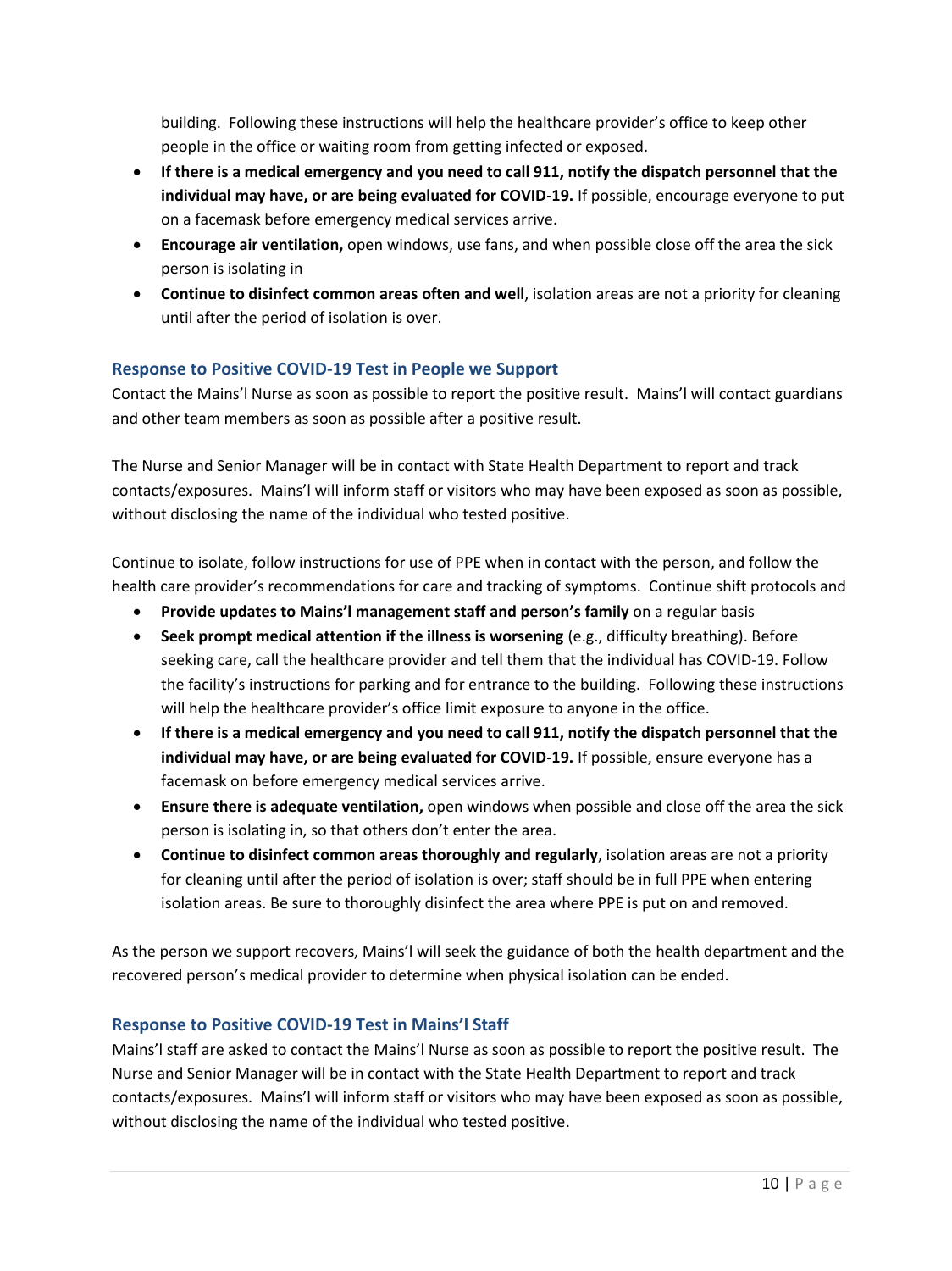building. Following these instructions will help the healthcare provider's office to keep other people in the office or waiting room from getting infected or exposed.

- **If there is a medical emergency and you need to call 911, notify the dispatch personnel that the individual may have, or are being evaluated for COVID-19.** If possible, encourage everyone to put on a facemask before emergency medical services arrive.
- **Encourage air ventilation,** open windows, use fans, and when possible close off the area the sick person is isolating in
- **Continue to disinfect common areas often and well**, isolation areas are not a priority for cleaning until after the period of isolation is over.

### Response to Positive COVID-19 Test in People we Support

Contact the Mains'l Nurse as soon as possible to report the positive result. Mains'l will contact guardians and other team members as soon as possible after a positive result.

The Nurse and Senior Manager will be in contact with State Health Department to report and track contacts/exposures. Mains'l will inform staff or visitors who may have been exposed as soon as possible, without disclosing the name of the individual who tested positive.

Continue to isolate, follow instructions for use of PPE when in contact with the person, and follow the health care provider's recommendations for care and tracking of symptoms. Continue shift protocols and

- **Provide updates to Mains'l management staff and person's family** on a regular basis
- **Seek prompt medical attention if the illness is worsening** (e.g., difficulty breathing). Before seeking care, call the healthcare provider and tell them that the individual has COVID-19. Follow the facility's instructions for parking and for entrance to the building. Following these instructions will help the healthcare provider's office limit exposure to anyone in the office.
- **If there is a medical emergency and you need to call 911, notify the dispatch personnel that the individual may have, or are being evaluated for COVID-19.** If possible, ensure everyone has a facemask on before emergency medical services arrive.
- **Ensure there is adequate ventilation,** open windows when possible and close off the area the sick person is isolating in, so that others don't enter the area.
- **Continue to disinfect common areas thoroughly and regularly**, isolation areas are not a priority for cleaning until after the period of isolation is over; staff should be in full PPE when entering isolation areas. Be sure to thoroughly disinfect the area where PPE is put on and removed.

As the person we support recovers, Mains'l will seek the guidance of both the health department and the recovered person's medical provider to determine when physical isolation can be ended.

### Response to Positive COVID-19 Test in Mains'l Staff

Mains'l staff are asked to contact the Mains'l Nurse as soon as possible to report the positive result. The Nurse and Senior Manager will be in contact with the State Health Department to report and track contacts/exposures. Mains'l will inform staff or visitors who may have been exposed as soon as possible, without disclosing the name of the individual who tested positive.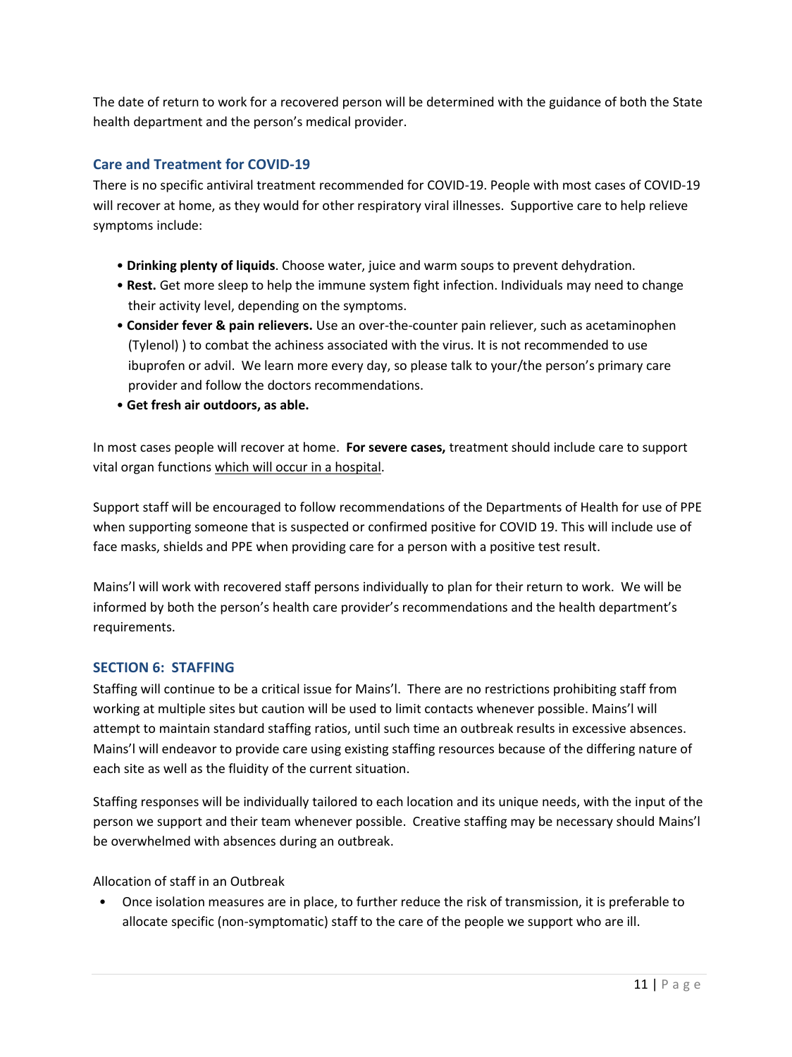The date of return to work for a recovered person will be determined with the guidance of both the State health department and the person's medical provider.

### Care and Treatment for COVID-19

There is no specific antiviral treatment recommended for COVID-19. People with most cases of COVID-19 will recover at home, as they would for other respiratory viral illnesses. Supportive care to help relieve symptoms include:

- **Drinking plenty of liquids**. Choose water, juice and warm soups to prevent dehydration.
- **Rest.** Get more sleep to help the immune system fight infection. Individuals may need to change their activity level, depending on the symptoms.
- **Consider fever & pain relievers.** Use an over-the-counter pain reliever, such as acetaminophen (Tylenol) ) to combat the achiness associated with the virus. It is not recommended to use ibuprofen or advil. We learn more every day, so please talk to your/the person's primary care provider and follow the doctors recommendations.
- **Get fresh air outdoors, as able.**

In most cases people will recover at home. **For severe cases,** treatment should include care to support vital organ functions <u>which will occur in a hospital</u>.

Support staff will be encouraged to follow recommendations of the Departments of Health for use of PPE when supporting someone that is suspected or confirmed positive for COVID 19. This will include use of face masks, shields and PPE when providing care for a person with a positive test result.

Mains'l will work with recovered staff persons individually to plan for their return to work. We will be informed by both the person's health care provider's recommendations and the health department's requirements.

## SECTION 6: STAFFING

Staffing will continue to be a critical issue for Mains'l. There are no restrictions prohibiting staff from working at multiple sites but caution will be used to limit contacts whenever possible. Mains'l will attempt to maintain standard staffing ratios, until such time an outbreak results in excessive absences. Mains'l will endeavor to provide care using existing staffing resources because of the differing nature of each site as well as the fluidity of the current situation.

Staffing responses will be individually tailored to each location and its unique needs, with the input of the person we support and their team whenever possible. Creative staffing may be necessary should Mains'l be overwhelmed with absences during an outbreak.

Allocation of staff in an Outbreak

- Once isolation measures are in place, to further reduce the risk of transmission, it is preferable to allocate specific (non-symptomatic) staff to the care of the people we support who are ill.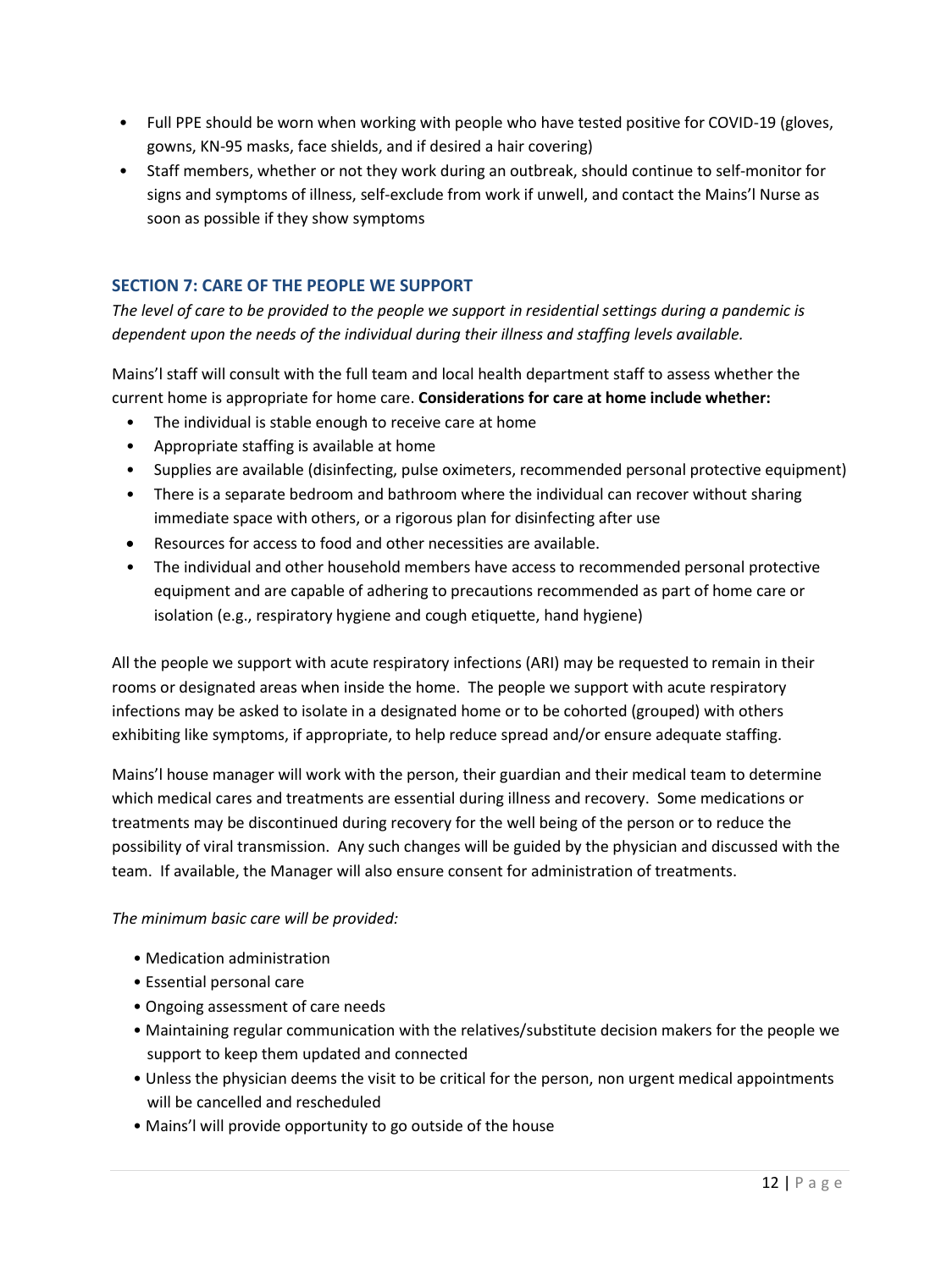- Full PPE should be worn when working with people who have tested positive for COVID-19 (gloves, gowns, KN-95 masks, face shields, and if desired a hair covering)
- Staff members, whether or not they work during an outbreak, should continue to self-monitor for signs and symptoms of illness, self-exclude from work if unwell, and contact the Mains'l Nurse as soon as possible if they show symptoms

## SECTION 7: CARE OF THE PEOPLE WE SUPPORT

*The level of care to be provided to the people we support in residential settings during a pandemic is dependent upon the needs of the individual during their illness and staffing levels available.*

Mains'l staff will consult with the full team and local health department staff to assess whether the current home is appropriate for home care. **Considerations for care at home include whether:**

- The individual is stable enough to receive care at home
- Appropriate staffing is available at home
- Supplies are available (disinfecting, pulse oximeters, recommended personal protective equipment)
- There is a separate bedroom and bathroom where the individual can recover without sharing immediate space with others, or a rigorous plan for disinfecting after use
- Resources for access to food and other necessities are available.
- The individual and other household members have access to recommended personal protective equipment and are capable of adhering to precautions recommended as part of home care or isolation (e.g., respiratory hygiene and cough etiquette, hand hygiene)

All the people we support with acute respiratory infections (ARI) may be requested to remain in their rooms or designated areas when inside the home. The people we support with acute respiratory infections may be asked to isolate in a designated home or to be cohorted (grouped) with others exhibiting like symptoms, if appropriate, to help reduce spread and/or ensure adequate staffing.

Mains'l house manager will work with the person, their guardian and their medical team to determine which medical cares and treatments are essential during illness and recovery. Some medications or treatments may be discontinued during recovery for the well being of the person or to reduce the possibility of viral transmission. Any such changes will be guided by the physician and discussed with the team. If available, the Manager will also ensure consent for administration of treatments.

*The minimum basic care will be provided:*

- Medication administration
- Essential personal care
- Ongoing assessment of care needs
- Maintaining regular communication with the relatives/substitute decision makers for the people we support to keep them updated and connected
- Unless the physician deems the visit to be critical for the person, non urgent medical appointments will be cancelled and rescheduled
- Mains'l will provide opportunity to go outside of the house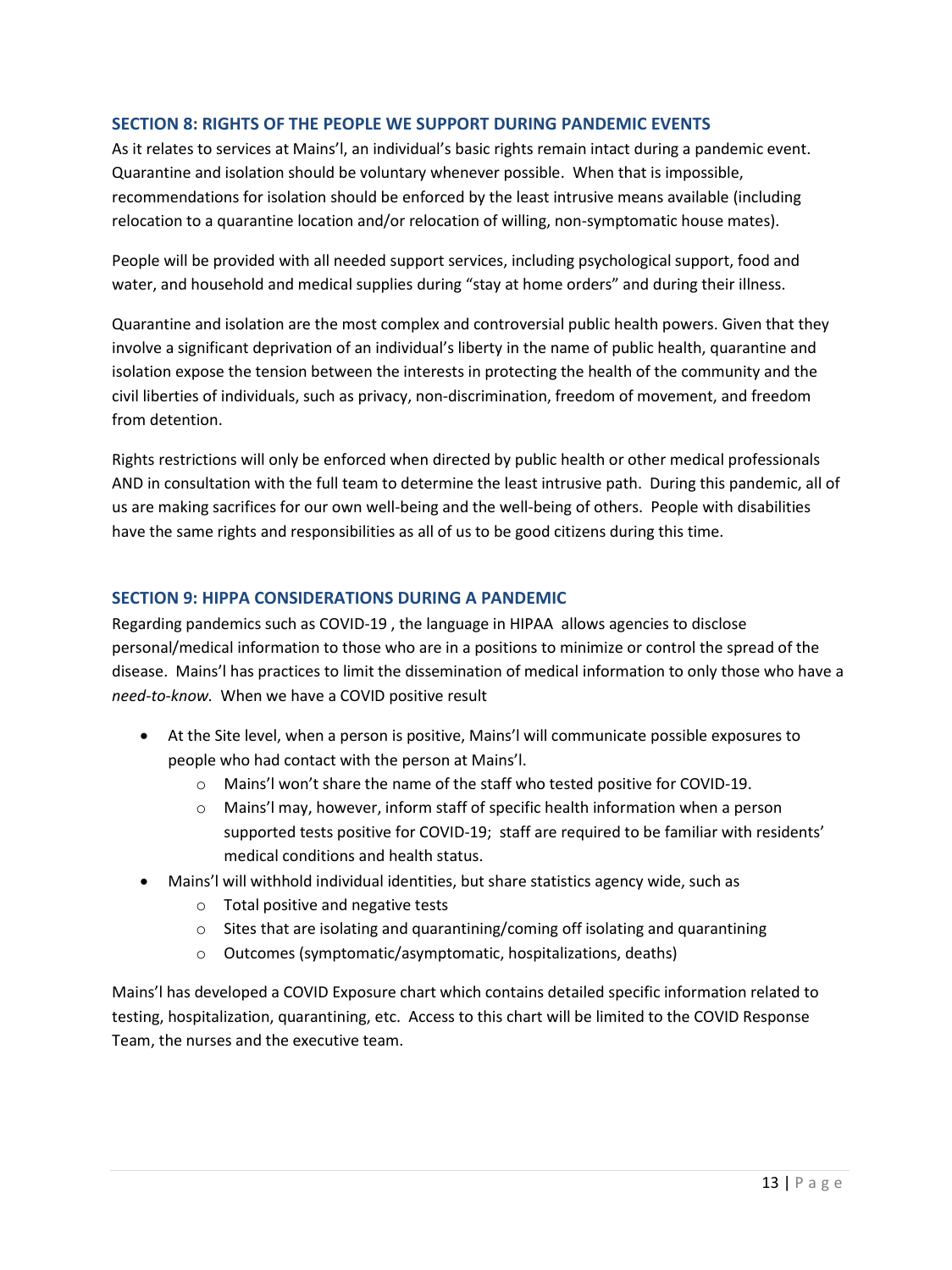## SECTION 8: RIGHTS OF THE PEOPLE WE SUPPORT DURING PANDEMIC EVENTS

As it relates to services at Mains'l, an individual's basic rights remain intact during a pandemic event. Quarantine and isolation should be voluntary whenever possible. When that is impossible, recommendations for isolation should be enforced by the least intrusive means available (including relocation to a quarantine location and/or relocation of willing, non-symptomatic house mates).

People will be provided with all needed support services, including psychological support, food and water, and household and medical supplies during "stay at home orders" and during their illness.

Quarantine and isolation are the most complex and controversial public health powers. Given that they involve a significant deprivation of an individual's liberty in the name of public health, quarantine and isolation expose the tension between the interests in protecting the health of the community and the civil liberties of individuals, such as privacy, non-discrimination, freedom of movement, and freedom from detention.

Rights restrictions will only be enforced when directed by public health or other medical professionals AND in consultation with the full team to determine the least intrusive path. During this pandemic, all of us are making sacrifices for our own well-being and the well-being of others. People with disabilities have the same rights and responsibilities as all of us to be good citizens during this time.

## SECTION 9: HIPPA CONSIDERATIONS DURING A PANDEMIC

Regarding pandemics such as COVID-19 , the language in HIPAA allows agencies to disclose personal/medical information to those who are in a positions to minimize or control the spread of the disease. Mains'l has practices to limit the dissemination of medical information to only those who have a *need-to-know.* When we have a COVID positive result

- At the Site level, when a person is positive, Mains'l will communicate possible exposures to people who had contact with the person at Mains'l.
  - Mains'l won't share the name of the staff who tested positive for COVID-19.
  - Mains'l may, however, inform staff of specific health information when a person supported tests positive for COVID-19; staff are required to be familiar with residents' medical conditions and health status.
- Mains'l will withhold individual identities, but share statistics agency wide, such as
  - Total positive and negative tests
  - Sites that are isolating and quarantining/coming off isolating and quarantining
  - Outcomes (symptomatic/asymptomatic, hospitalizations, deaths)

Mains'l has developed a COVID Exposure chart which contains detailed specific information related to testing, hospitalization, quarantining, etc. Access to this chart will be limited to the COVID Response Team, the nurses and the executive team.